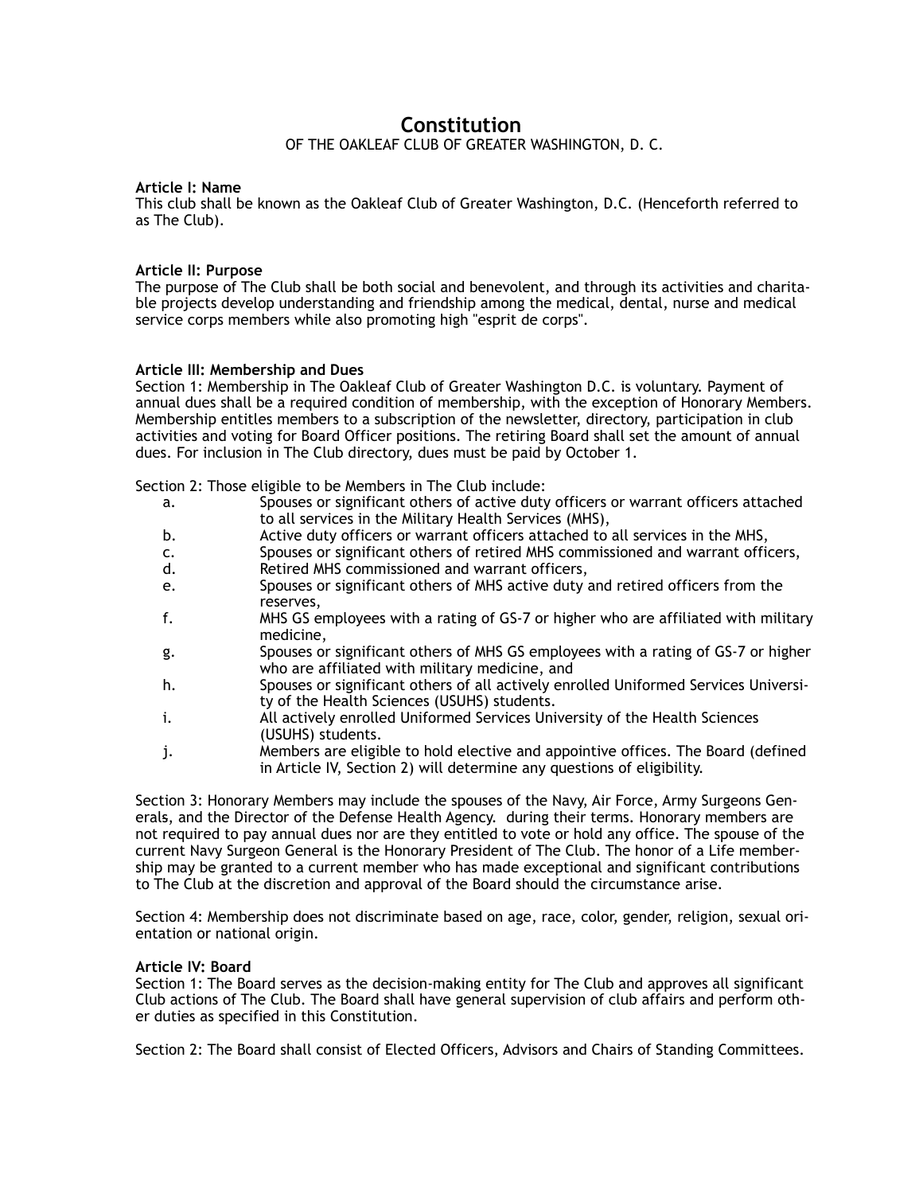# Constitution

OF THE OAKLEAF CLUB OF GREATER WASHINGTON, D. C.

**Article I: Name**
This club shall be known as the Oakleaf Club of Greater Washington, D.C. (Henceforth referred to as The Club).

**Article II: Purpose**
The purpose of The Club shall be both social and benevolent, and through its activities and charitable projects develop understanding and friendship among the medical, dental, nurse and medical service corps members while also promoting high "esprit de corps".

**Article III: Membership and Dues**
Section 1: Membership in The Oakleaf Club of Greater Washington D.C. is voluntary. Payment of annual dues shall be a required condition of membership, with the exception of Honorary Members. Membership entitles members to a subscription of the newsletter, directory, participation in club activities and voting for Board Officer positions. The retiring Board shall set the amount of annual dues. For inclusion in The Club directory, dues must be paid by October 1.

Section 2: Those eligible to be Members in The Club include:

a. Spouses or significant others of active duty officers or warrant officers attached to all services in the Military Health Services (MHS),
b. Active duty officers or warrant officers attached to all services in the MHS,
c. Spouses or significant others of retired MHS commissioned and warrant officers,
d. Retired MHS commissioned and warrant officers,
e. Spouses or significant others of MHS active duty and retired officers from the reserves,
f. MHS GS employees with a rating of GS-7 or higher who are affiliated with military medicine,
g. Spouses or significant others of MHS GS employees with a rating of GS-7 or higher who are affiliated with military medicine, and
h. Spouses or significant others of all actively enrolled Uniformed Services University of the Health Sciences (USUHS) students.
i. All actively enrolled Uniformed Services University of the Health Sciences (USUHS) students.
j. Members are eligible to hold elective and appointive offices. The Board (defined in Article IV, Section 2) will determine any questions of eligibility.

Section 3: Honorary Members may include the spouses of the Navy, Air Force, Army Surgeons Generals, and the Director of the Defense Health Agency. during their terms. Honorary members are not required to pay annual dues nor are they entitled to vote or hold any office. The spouse of the current Navy Surgeon General is the Honorary President of The Club. The honor of a Life membership may be granted to a current member who has made exceptional and significant contributions to The Club at the discretion and approval of the Board should the circumstance arise.

Section 4: Membership does not discriminate based on age, race, color, gender, religion, sexual orientation or national origin.

**Article IV: Board**
Section 1: The Board serves as the decision-making entity for The Club and approves all significant Club actions of The Club. The Board shall have general supervision of club affairs and perform other duties as specified in this Constitution.

Section 2: The Board shall consist of Elected Officers, Advisors and Chairs of Standing Committees.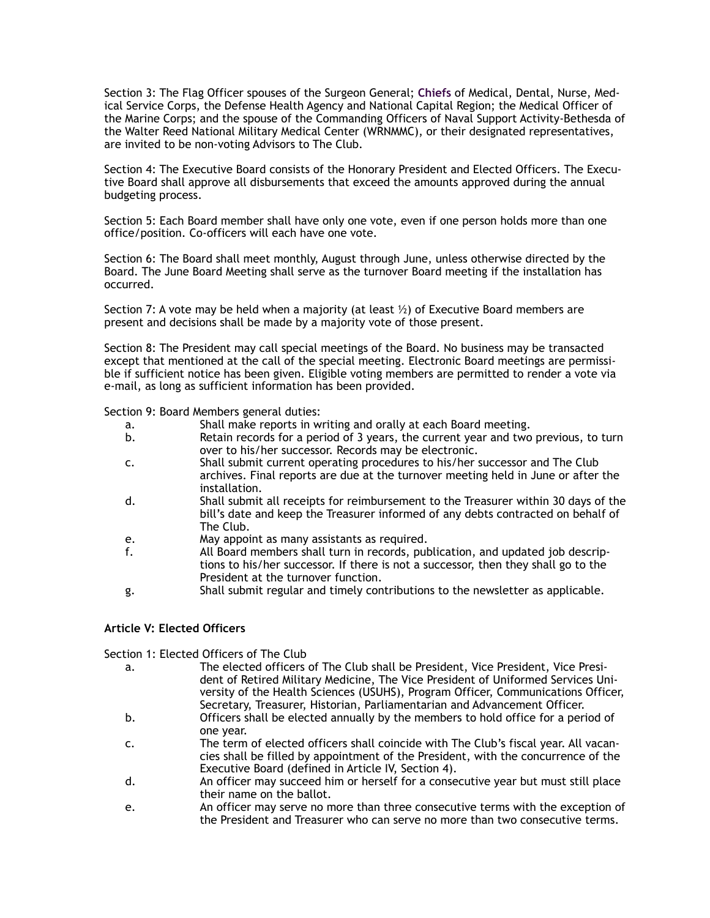Section 3: The Flag Officer spouses of the Surgeon General; Chiefs of Medical, Dental, Nurse, Medical Service Corps, the Defense Health Agency and National Capital Region; the Medical Officer of the Marine Corps; and the spouse of the Commanding Officers of Naval Support Activity-Bethesda of the Walter Reed National Military Medical Center (WRNMMC), or their designated representatives, are invited to be non-voting Advisors to The Club.

Section 4: The Executive Board consists of the Honorary President and Elected Officers. The Executive Board shall approve all disbursements that exceed the amounts approved during the annual budgeting process.

Section 5: Each Board member shall have only one vote, even if one person holds more than one office/position. Co-officers will each have one vote.

Section 6: The Board shall meet monthly, August through June, unless otherwise directed by the Board. The June Board Meeting shall serve as the turnover Board meeting if the installation has occurred.

Section 7: A vote may be held when a majority (at least ½) of Executive Board members are present and decisions shall be made by a majority vote of those present.

Section 8: The President may call special meetings of the Board. No business may be transacted except that mentioned at the call of the special meeting. Electronic Board meetings are permissible if sufficient notice has been given. Eligible voting members are permitted to render a vote via e-mail, as long as sufficient information has been provided.

Section 9: Board Members general duties:

a. Shall make reports in writing and orally at each Board meeting.
b. Retain records for a period of 3 years, the current year and two previous, to turn over to his/her successor. Records may be electronic.
c. Shall submit current operating procedures to his/her successor and The Club archives. Final reports are due at the turnover meeting held in June or after the installation.
d. Shall submit all receipts for reimbursement to the Treasurer within 30 days of the bill's date and keep the Treasurer informed of any debts contracted on behalf of The Club.
e. May appoint as many assistants as required.
f. All Board members shall turn in records, publication, and updated job descriptions to his/her successor. If there is not a successor, then they shall go to the President at the turnover function.
g. Shall submit regular and timely contributions to the newsletter as applicable.

**Article V: Elected Officers**

Section 1: Elected Officers of The Club

a. The elected officers of The Club shall be President, Vice President, Vice President of Retired Military Medicine, The Vice President of Uniformed Services University of the Health Sciences (USUHS), Program Officer, Communications Officer, Secretary, Treasurer, Historian, Parliamentarian and Advancement Officer.
b. Officers shall be elected annually by the members to hold office for a period of one year.
c. The term of elected officers shall coincide with The Club's fiscal year. All vacancies shall be filled by appointment of the President, with the concurrence of the Executive Board (defined in Article IV, Section 4).
d. An officer may succeed him or herself for a consecutive year but must still place their name on the ballot.
e. An officer may serve no more than three consecutive terms with the exception of the President and Treasurer who can serve no more than two consecutive terms.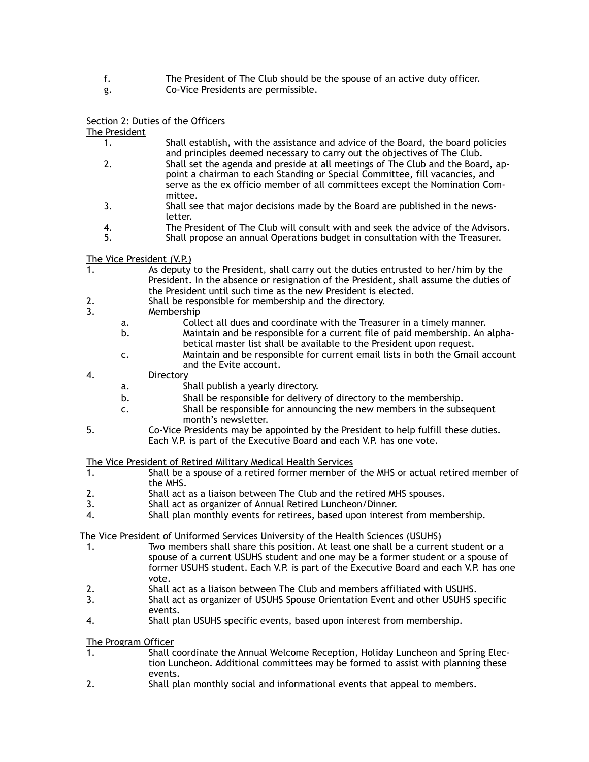f. The President of The Club should be the spouse of an active duty officer.
g. Co-Vice Presidents are permissible.

Section 2: Duties of the Officers

The President

1. Shall establish, with the assistance and advice of the Board, the board policies and principles deemed necessary to carry out the objectives of The Club.
2. Shall set the agenda and preside at all meetings of The Club and the Board, appoint a chairman to each Standing or Special Committee, fill vacancies, and serve as the ex officio member of all committees except the Nomination Committee.
3. Shall see that major decisions made by the Board are published in the newsletter.
4. The President of The Club will consult with and seek the advice of the Advisors.
5. Shall propose an annual Operations budget in consultation with the Treasurer.

The Vice President (V.P.)

1. As deputy to the President, shall carry out the duties entrusted to her/him by the President. In the absence or resignation of the President, shall assume the duties of the President until such time as the new President is elected.
2. Shall be responsible for membership and the directory.
3. Membership
   a. Collect all dues and coordinate with the Treasurer in a timely manner.
   b. Maintain and be responsible for a current file of paid membership. An alphabetical master list shall be available to the President upon request.
   c. Maintain and be responsible for current email lists in both the Gmail account and the Evite account.
4. Directory
   a. Shall publish a yearly directory.
   b. Shall be responsible for delivery of directory to the membership.
   c. Shall be responsible for announcing the new members in the subsequent month's newsletter.
5. Co-Vice Presidents may be appointed by the President to help fulfill these duties. Each V.P. is part of the Executive Board and each V.P. has one vote.

The Vice President of Retired Military Medical Health Services

1. Shall be a spouse of a retired former member of the MHS or actual retired member of the MHS.
2. Shall act as a liaison between The Club and the retired MHS spouses.
3. Shall act as organizer of Annual Retired Luncheon/Dinner.
4. Shall plan monthly events for retirees, based upon interest from membership.

The Vice President of Uniformed Services University of the Health Sciences (USUHS)

1. Two members shall share this position. At least one shall be a current student or a spouse of a current USUHS student and one may be a former student or a spouse of former USUHS student. Each V.P. is part of the Executive Board and each V.P. has one vote.
2. Shall act as a liaison between The Club and members affiliated with USUHS.
3. Shall act as organizer of USUHS Spouse Orientation Event and other USUHS specific events.
4. Shall plan USUHS specific events, based upon interest from membership.

The Program Officer

1. Shall coordinate the Annual Welcome Reception, Holiday Luncheon and Spring Election Luncheon. Additional committees may be formed to assist with planning these events.
2. Shall plan monthly social and informational events that appeal to members.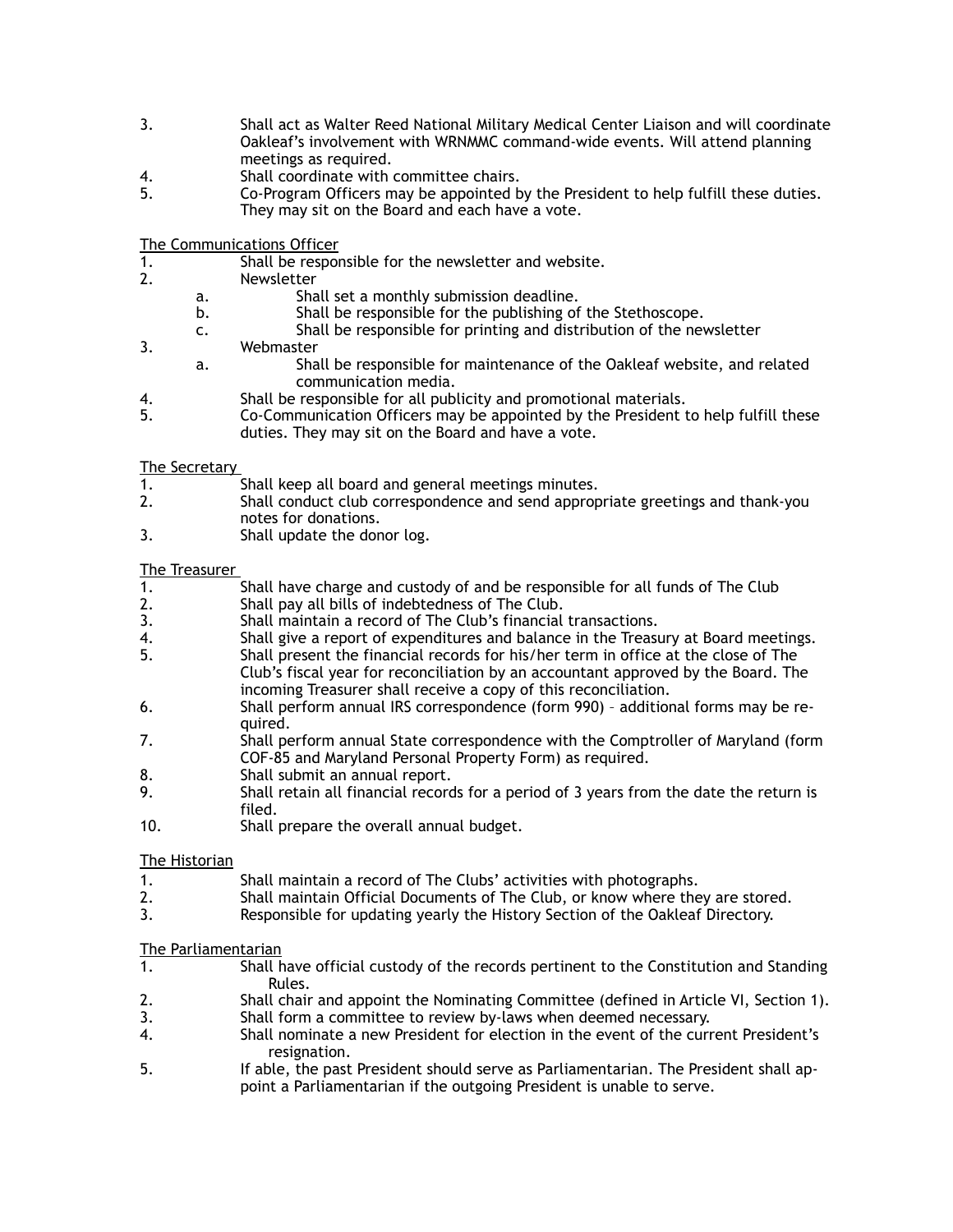3. Shall act as Walter Reed National Military Medical Center Liaison and will coordinate Oakleaf's involvement with WRNMMC command-wide events. Will attend planning meetings as required.
4. Shall coordinate with committee chairs.
5. Co-Program Officers may be appointed by the President to help fulfill these duties. They may sit on the Board and each have a vote.

<u>The Communications Officer</u>

1. Shall be responsible for the newsletter and website.
2. Newsletter
   a. Shall set a monthly submission deadline.
   b. Shall be responsible for the publishing of the Stethoscope.
   c. Shall be responsible for printing and distribution of the newsletter
3. Webmaster
   a. Shall be responsible for maintenance of the Oakleaf website, and related communication media.
4. Shall be responsible for all publicity and promotional materials.
5. Co-Communication Officers may be appointed by the President to help fulfill these duties. They may sit on the Board and have a vote.

<u>The Secretary</u>

1. Shall keep all board and general meetings minutes.
2. Shall conduct club correspondence and send appropriate greetings and thank-you notes for donations.
3. Shall update the donor log.

<u>The Treasurer</u>

1. Shall have charge and custody of and be responsible for all funds of The Club
2. Shall pay all bills of indebtedness of The Club.
3. Shall maintain a record of The Club's financial transactions.
4. Shall give a report of expenditures and balance in the Treasury at Board meetings.
5. Shall present the financial records for his/her term in office at the close of The Club's fiscal year for reconciliation by an accountant approved by the Board. The incoming Treasurer shall receive a copy of this reconciliation.
6. Shall perform annual IRS correspondence (form 990) – additional forms may be required.
7. Shall perform annual State correspondence with the Comptroller of Maryland (form COF-85 and Maryland Personal Property Form) as required.
8. Shall submit an annual report.
9. Shall retain all financial records for a period of 3 years from the date the return is filed.
10. Shall prepare the overall annual budget.

<u>The Historian</u>

1. Shall maintain a record of The Clubs' activities with photographs.
2. Shall maintain Official Documents of The Club, or know where they are stored.
3. Responsible for updating yearly the History Section of the Oakleaf Directory.

<u>The Parliamentarian</u>

1. Shall have official custody of the records pertinent to the Constitution and Standing Rules.
2. Shall chair and appoint the Nominating Committee (defined in Article VI, Section 1).
3. Shall form a committee to review by-laws when deemed necessary.
4. Shall nominate a new President for election in the event of the current President's resignation.
5. If able, the past President should serve as Parliamentarian. The President shall appoint a Parliamentarian if the outgoing President is unable to serve.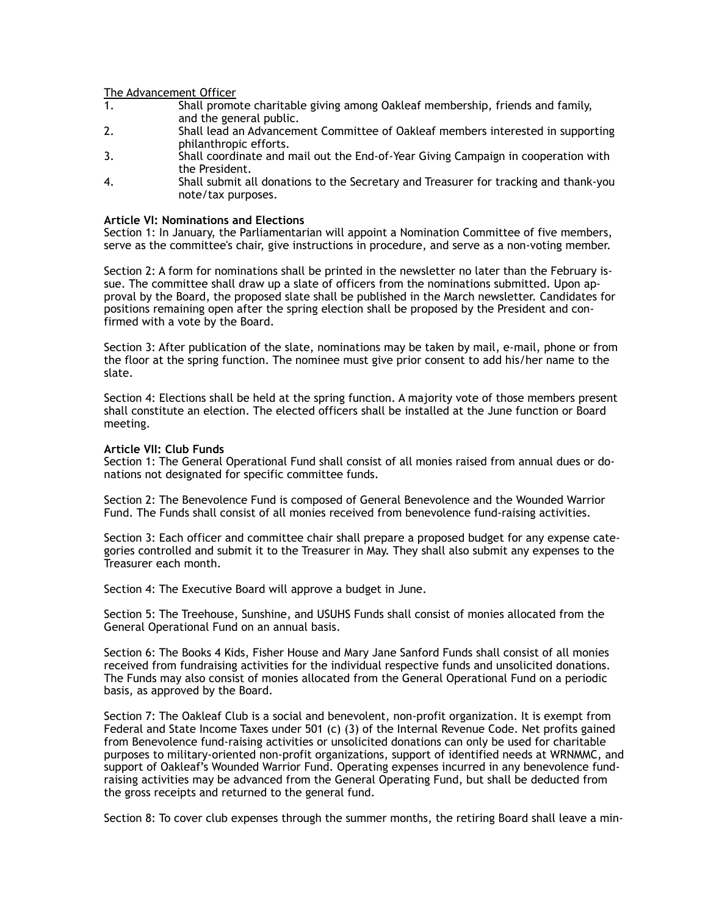<u>The Advancement Officer</u>

1. Shall promote charitable giving among Oakleaf membership, friends and family, and the general public.
2. Shall lead an Advancement Committee of Oakleaf members interested in supporting philanthropic efforts.
3. Shall coordinate and mail out the End-of-Year Giving Campaign in cooperation with the President.
4. Shall submit all donations to the Secretary and Treasurer for tracking and thank-you note/tax purposes.

**Article VI: Nominations and Elections**

Section 1: In January, the Parliamentarian will appoint a Nomination Committee of five members, serve as the committee's chair, give instructions in procedure, and serve as a non-voting member.

Section 2: A form for nominations shall be printed in the newsletter no later than the February issue. The committee shall draw up a slate of officers from the nominations submitted. Upon approval by the Board, the proposed slate shall be published in the March newsletter. Candidates for positions remaining open after the spring election shall be proposed by the President and confirmed with a vote by the Board.

Section 3: After publication of the slate, nominations may be taken by mail, e-mail, phone or from the floor at the spring function. The nominee must give prior consent to add his/her name to the slate.

Section 4: Elections shall be held at the spring function. A majority vote of those members present shall constitute an election. The elected officers shall be installed at the June function or Board meeting.

**Article VII: Club Funds**

Section 1: The General Operational Fund shall consist of all monies raised from annual dues or donations not designated for specific committee funds.

Section 2: The Benevolence Fund is composed of General Benevolence and the Wounded Warrior Fund. The Funds shall consist of all monies received from benevolence fund-raising activities.

Section 3: Each officer and committee chair shall prepare a proposed budget for any expense categories controlled and submit it to the Treasurer in May. They shall also submit any expenses to the Treasurer each month.

Section 4: The Executive Board will approve a budget in June.

Section 5: The Treehouse, Sunshine, and USUHS Funds shall consist of monies allocated from the General Operational Fund on an annual basis.

Section 6: The Books 4 Kids, Fisher House and Mary Jane Sanford Funds shall consist of all monies received from fundraising activities for the individual respective funds and unsolicited donations. The Funds may also consist of monies allocated from the General Operational Fund on a periodic basis, as approved by the Board.

Section 7: The Oakleaf Club is a social and benevolent, non-profit organization. It is exempt from Federal and State Income Taxes under 501 (c) (3) of the Internal Revenue Code. Net profits gained from Benevolence fund-raising activities or unsolicited donations can only be used for charitable purposes to military-oriented non-profit organizations, support of identified needs at WRNMMC, and support of Oakleaf's Wounded Warrior Fund. Operating expenses incurred in any benevolence fund-raising activities may be advanced from the General Operating Fund, but shall be deducted from the gross receipts and returned to the general fund.

Section 8: To cover club expenses through the summer months, the retiring Board shall leave a min-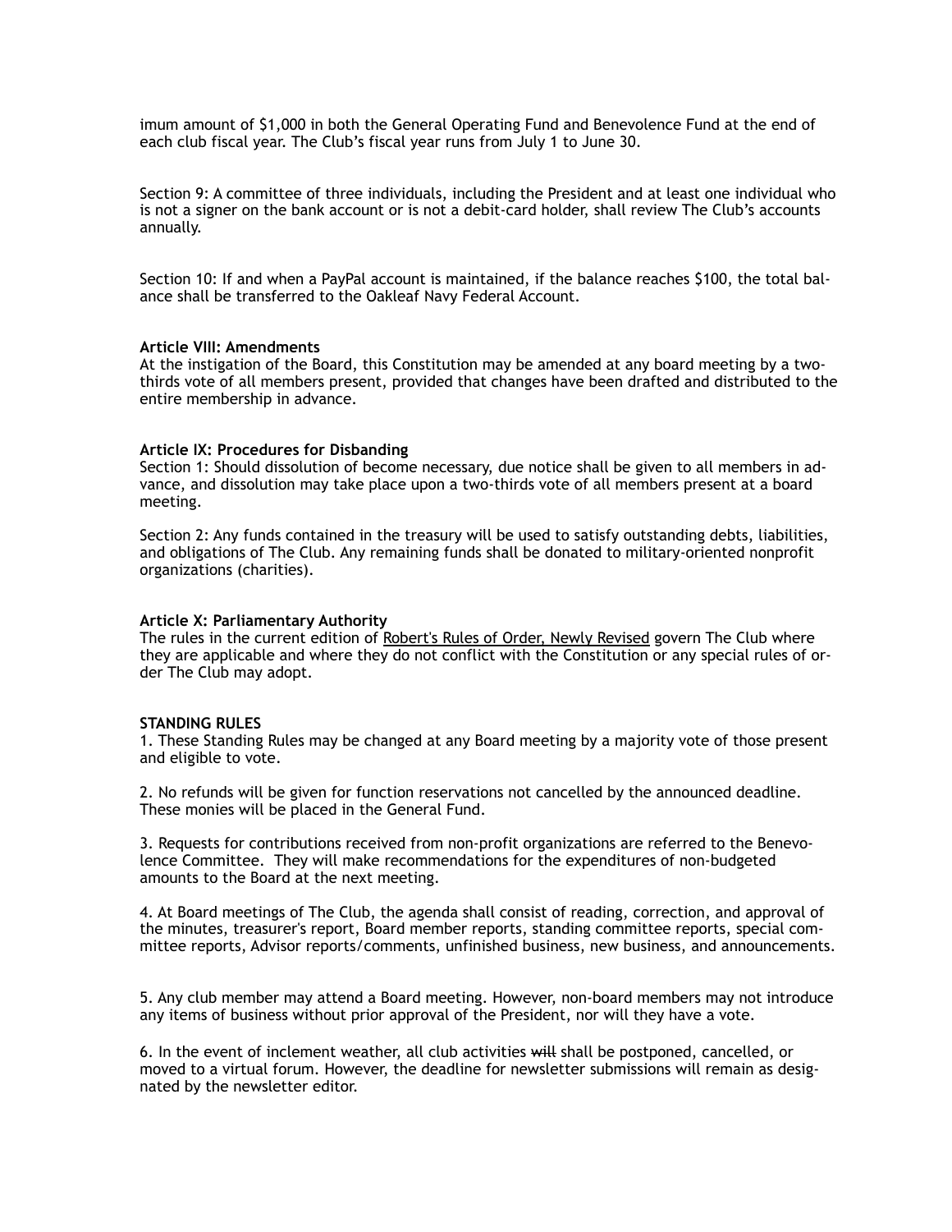imum amount of $1,000 in both the General Operating Fund and Benevolence Fund at the end of each club fiscal year. The Club's fiscal year runs from July 1 to June 30.

Section 9: A committee of three individuals, including the President and at least one individual who is not a signer on the bank account or is not a debit-card holder, shall review The Club's accounts annually.

Section 10: If and when a PayPal account is maintained, if the balance reaches $100, the total balance shall be transferred to the Oakleaf Navy Federal Account.

**Article VIII: Amendments**
At the instigation of the Board, this Constitution may be amended at any board meeting by a two-thirds vote of all members present, provided that changes have been drafted and distributed to the entire membership in advance.

**Article IX: Procedures for Disbanding**
Section 1: Should dissolution of become necessary, due notice shall be given to all members in advance, and dissolution may take place upon a two-thirds vote of all members present at a board meeting.

Section 2: Any funds contained in the treasury will be used to satisfy outstanding debts, liabilities, and obligations of The Club. Any remaining funds shall be donated to military-oriented nonprofit organizations (charities).

**Article X: Parliamentary Authority**
The rules in the current edition of Robert's Rules of Order, Newly Revised govern The Club where they are applicable and where they do not conflict with the Constitution or any special rules of order The Club may adopt.

**STANDING RULES**
1. These Standing Rules may be changed at any Board meeting by a majority vote of those present and eligible to vote.

2. No refunds will be given for function reservations not cancelled by the announced deadline. These monies will be placed in the General Fund.

3. Requests for contributions received from non-profit organizations are referred to the Benevolence Committee. They will make recommendations for the expenditures of non-budgeted amounts to the Board at the next meeting.

4. At Board meetings of The Club, the agenda shall consist of reading, correction, and approval of the minutes, treasurer's report, Board member reports, standing committee reports, special committee reports, Advisor reports/comments, unfinished business, new business, and announcements.

5. Any club member may attend a Board meeting. However, non-board members may not introduce any items of business without prior approval of the President, nor will they have a vote.

6. In the event of inclement weather, all club activities ~~will~~ shall be postponed, cancelled, or moved to a virtual forum. However, the deadline for newsletter submissions will remain as designated by the newsletter editor.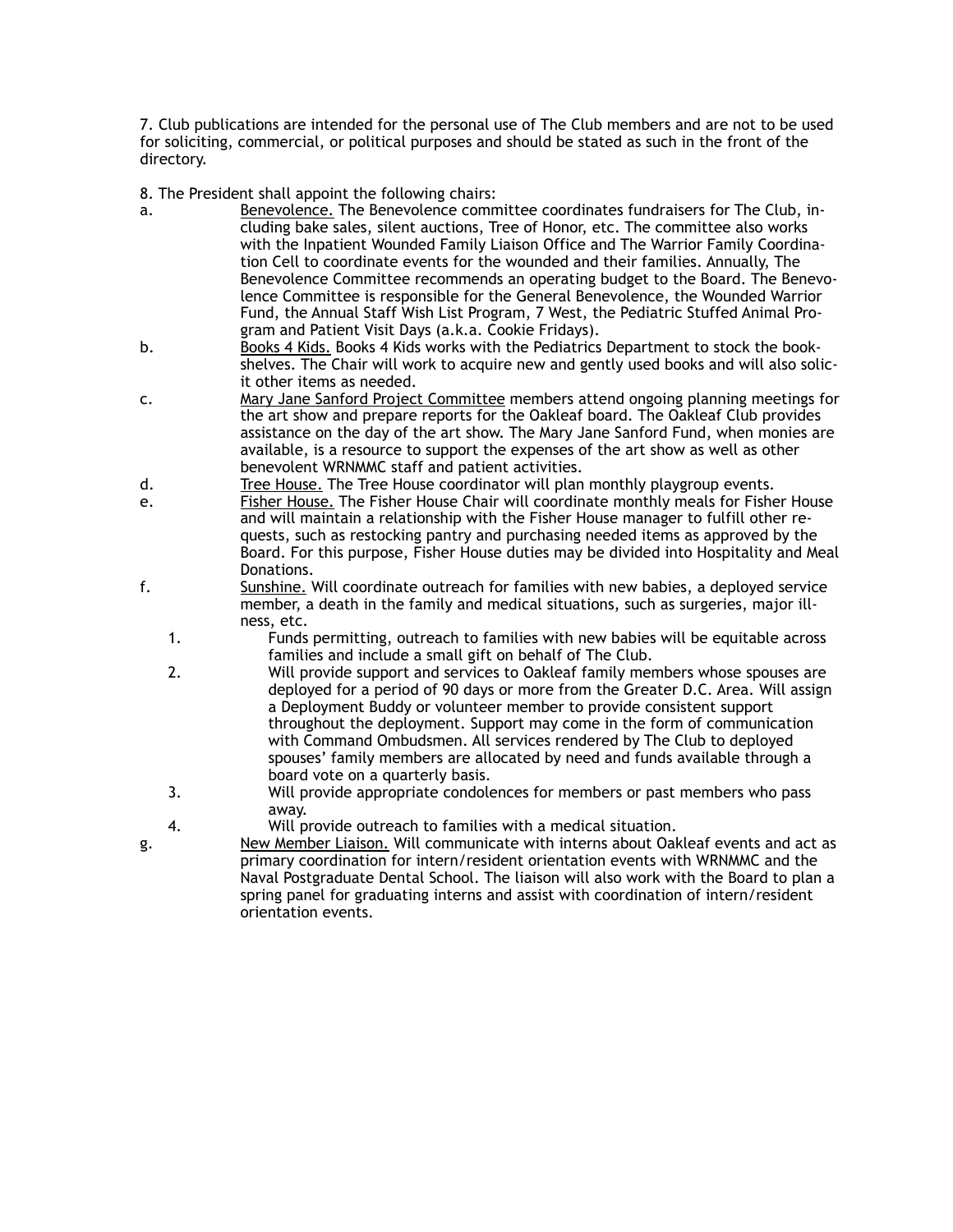7. Club publications are intended for the personal use of The Club members and are not to be used for soliciting, commercial, or political purposes and should be stated as such in the front of the directory.

8. The President shall appoint the following chairs:

a. <u>Benevolence.</u> The Benevolence committee coordinates fundraisers for The Club, including bake sales, silent auctions, Tree of Honor, etc. The committee also works with the Inpatient Wounded Family Liaison Office and The Warrior Family Coordination Cell to coordinate events for the wounded and their families. Annually, The Benevolence Committee recommends an operating budget to the Board. The Benevolence Committee is responsible for the General Benevolence, the Wounded Warrior Fund, the Annual Staff Wish List Program, 7 West, the Pediatric Stuffed Animal Program and Patient Visit Days (a.k.a. Cookie Fridays).

b. <u>Books 4 Kids.</u> Books 4 Kids works with the Pediatrics Department to stock the bookshelves. The Chair will work to acquire new and gently used books and will also solicit other items as needed.

c. <u>Mary Jane Sanford Project Committee</u> members attend ongoing planning meetings for the art show and prepare reports for the Oakleaf board. The Oakleaf Club provides assistance on the day of the art show. The Mary Jane Sanford Fund, when monies are available, is a resource to support the expenses of the art show as well as other benevolent WRNMMC staff and patient activities.

d. <u>Tree House.</u> The Tree House coordinator will plan monthly playgroup events.

e. <u>Fisher House.</u> The Fisher House Chair will coordinate monthly meals for Fisher House and will maintain a relationship with the Fisher House manager to fulfill other requests, such as restocking pantry and purchasing needed items as approved by the Board. For this purpose, Fisher House duties may be divided into Hospitality and Meal Donations.

f. <u>Sunshine.</u> Will coordinate outreach for families with new babies, a deployed service member, a death in the family and medical situations, such as surgeries, major illness, etc.

   1. Funds permitting, outreach to families with new babies will be equitable across families and include a small gift on behalf of The Club.
   2. Will provide support and services to Oakleaf family members whose spouses are deployed for a period of 90 days or more from the Greater D.C. Area. Will assign a Deployment Buddy or volunteer member to provide consistent support throughout the deployment. Support may come in the form of communication with Command Ombudsmen. All services rendered by The Club to deployed spouses' family members are allocated by need and funds available through a board vote on a quarterly basis.
   3. Will provide appropriate condolences for members or past members who pass away.
   4. Will provide outreach to families with a medical situation.

g. <u>New Member Liaison.</u> Will communicate with interns about Oakleaf events and act as primary coordination for intern/resident orientation events with WRNMMC and the Naval Postgraduate Dental School. The liaison will also work with the Board to plan a spring panel for graduating interns and assist with coordination of intern/resident orientation events.